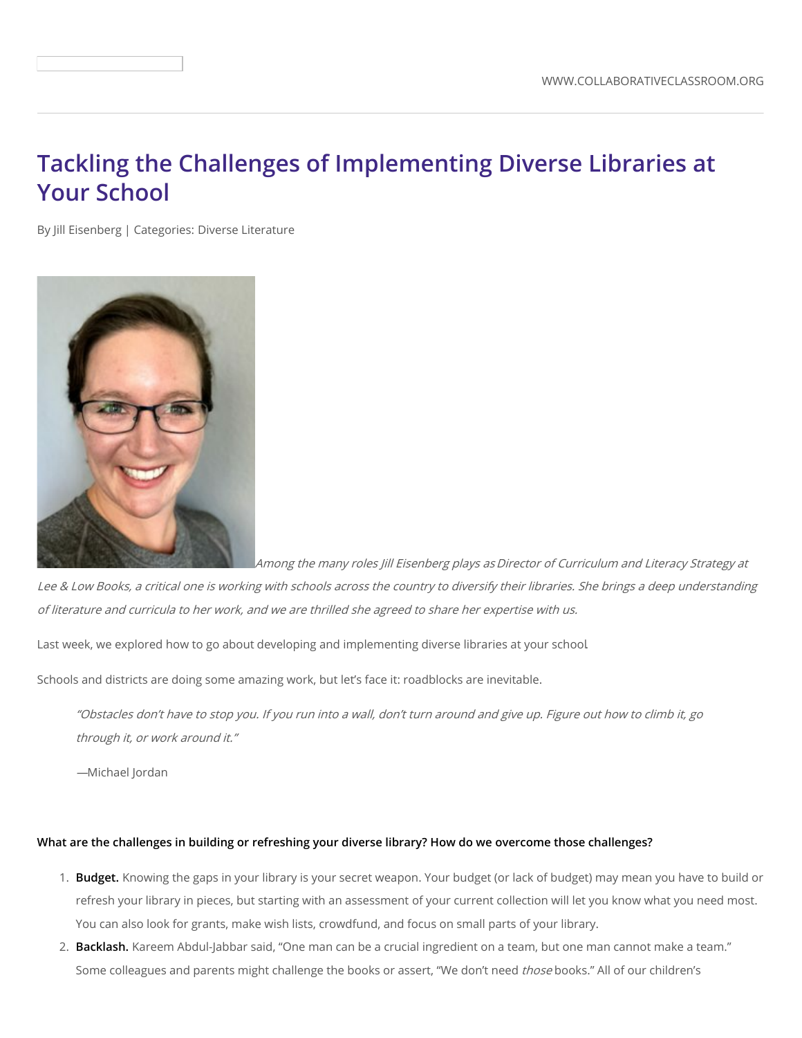# Tackling the Challenges of Implementing Diverse Libraries at Your School

By Jill Eisenberg | Categories: Diverse Literature

*Among the many roles Jill Eisenberg plays as Director of Curriculum and Literacy Strategy at Lee & Low Books, a critical one is working with schools across the country to diversify their libraries. She brings a deep understanding of literature and curricula to her work, and we are thrilled she agreed to share her expertise with us.*

Last week, we explored how to go about developing and implementing diverse libraries at your school.

Schools and districts are doing some amazing work, but let's face it: roadblocks are inevitable.

> *"Obstacles don't have to stop you. If you run into a wall, don't turn around and give up. Figure out how to climb it, go through it, or work around it."*
>
> —Michael Jordan

**What are the challenges in building or refreshing your diverse library? How do we overcome those challenges?**

1. **Budget.** Knowing the gaps in your library is your secret weapon. Your budget (or lack of budget) may mean you have to build or refresh your library in pieces, but starting with an assessment of your current collection will let you know what you need most. You can also look for grants, make wish lists, crowdfund, and focus on small parts of your library.
2. **Backlash.** Kareem Abdul-Jabbar said, "One man can be a crucial ingredient on a team, but one man cannot make a team." Some colleagues and parents might challenge the books or assert, "We don't need *those* books." All of our children's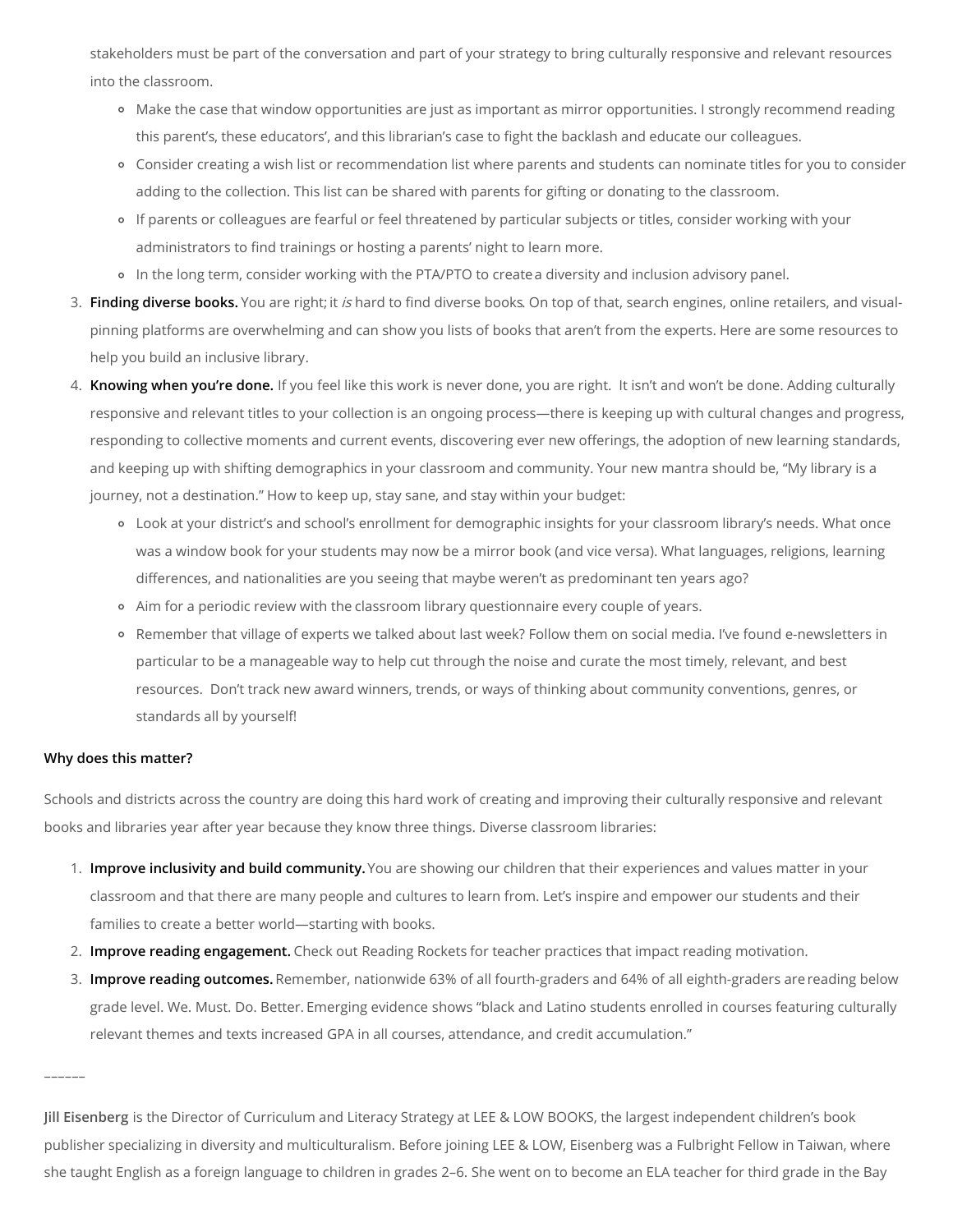stakeholders must be part of the conversation and part of your strategy to bring culturally responsive and relevant resources into the classroom.
   - Make the case that window opportunities are just as important as mirror opportunities. I strongly recommend reading this parent's, these educators', and this librarian's case to fight the backlash and educate our colleagues.
   - Consider creating a wish list or recommendation list where parents and students can nominate titles for you to consider adding to the collection. This list can be shared with parents for gifting or donating to the classroom.
   - If parents or colleagues are fearful or feel threatened by particular subjects or titles, consider working with your administrators to find trainings or hosting a parents' night to learn more.
   - In the long term, consider working with the PTA/PTO to create a diversity and inclusion advisory panel.
3. **Finding diverse books.** You are right; it *is* hard to find diverse books. On top of that, search engines, online retailers, and visual-pinning platforms are overwhelming and can show you lists of books that aren't from the experts. Here are some resources to help you build an inclusive library.
4. **Knowing when you're done.** If you feel like this work is never done, you are right. It isn't and won't be done. Adding culturally responsive and relevant titles to your collection is an ongoing process—there is keeping up with cultural changes and progress, responding to collective moments and current events, discovering ever new offerings, the adoption of new learning standards, and keeping up with shifting demographics in your classroom and community. Your new mantra should be, "My library is a journey, not a destination." How to keep up, stay sane, and stay within your budget:
   - Look at your district's and school's enrollment for demographic insights for your classroom library's needs. What once was a window book for your students may now be a mirror book (and vice versa). What languages, religions, learning differences, and nationalities are you seeing that maybe weren't as predominant ten years ago?
   - Aim for a periodic review with the classroom library questionnaire every couple of years.
   - Remember that village of experts we talked about last week? Follow them on social media. I've found e-newsletters in particular to be a manageable way to help cut through the noise and curate the most timely, relevant, and best resources. Don't track new award winners, trends, or ways of thinking about community conventions, genres, or standards all by yourself!

**Why does this matter?**

Schools and districts across the country are doing this hard work of creating and improving their culturally responsive and relevant books and libraries year after year because they know three things. Diverse classroom libraries:

1. **Improve inclusivity and build community.** You are showing our children that their experiences and values matter in your classroom and that there are many people and cultures to learn from. Let's inspire and empower our students and their families to create a better world—starting with books.
2. **Improve reading engagement.** Check out Reading Rockets for teacher practices that impact reading motivation.
3. **Improve reading outcomes.** Remember, nationwide 63% of all fourth-graders and 64% of all eighth-graders are reading below grade level. We. Must. Do. Better. Emerging evidence shows "black and Latino students enrolled in courses featuring culturally relevant themes and texts increased GPA in all courses, attendance, and credit accumulation."

\_\_\_\_\_\_

**Jill Eisenberg** is the Director of Curriculum and Literacy Strategy at LEE & LOW BOOKS, the largest independent children's book publisher specializing in diversity and multiculturalism. Before joining LEE & LOW, Eisenberg was a Fulbright Fellow in Taiwan, where she taught English as a foreign language to children in grades 2–6. She went on to become an ELA teacher for third grade in the Bay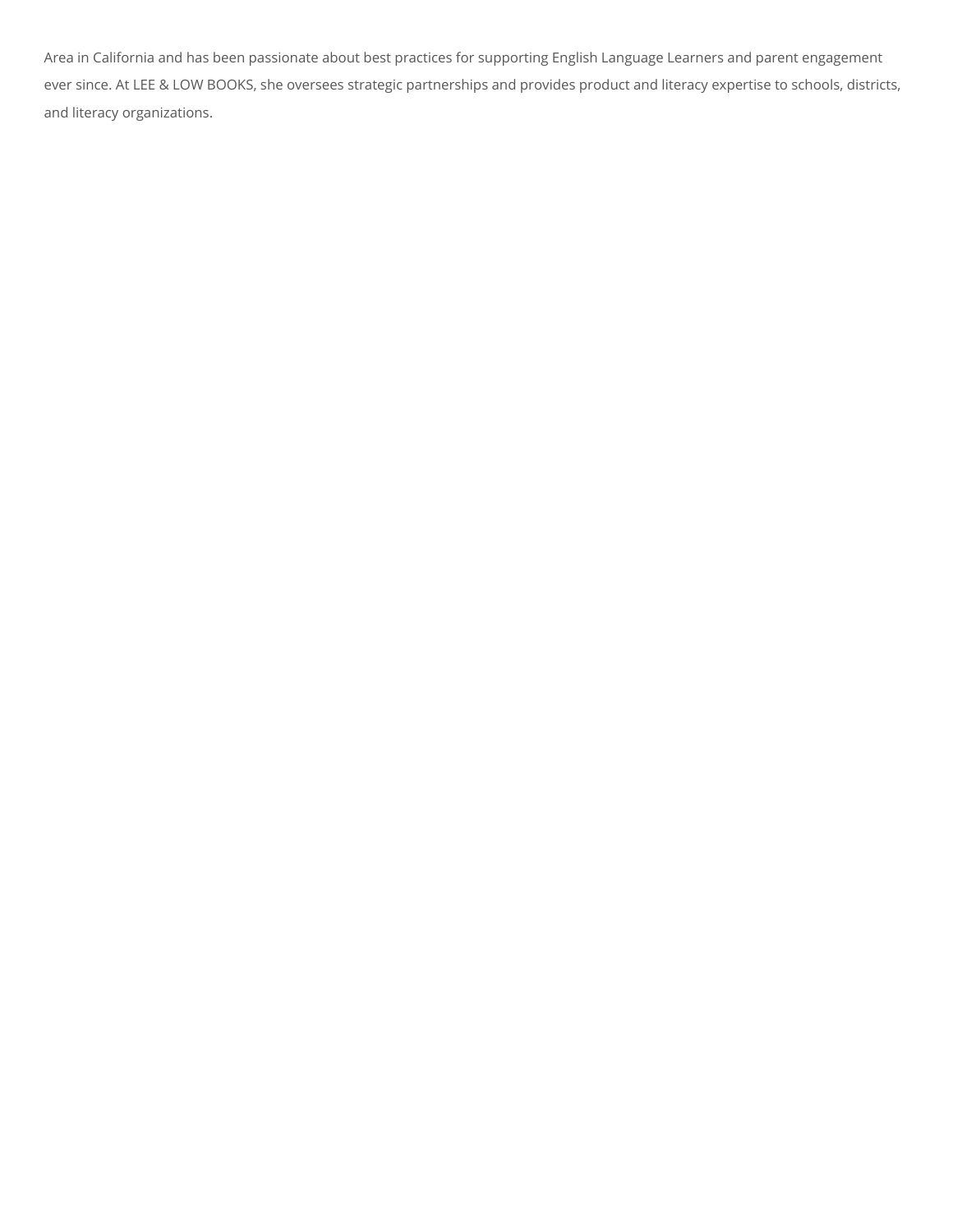Area in California and has been passionate about best practices for supporting English Language Learners and parent engagement ever since. At LEE & LOW BOOKS, she oversees strategic partnerships and provides product and literacy expertise to schools, districts, and literacy organizations.